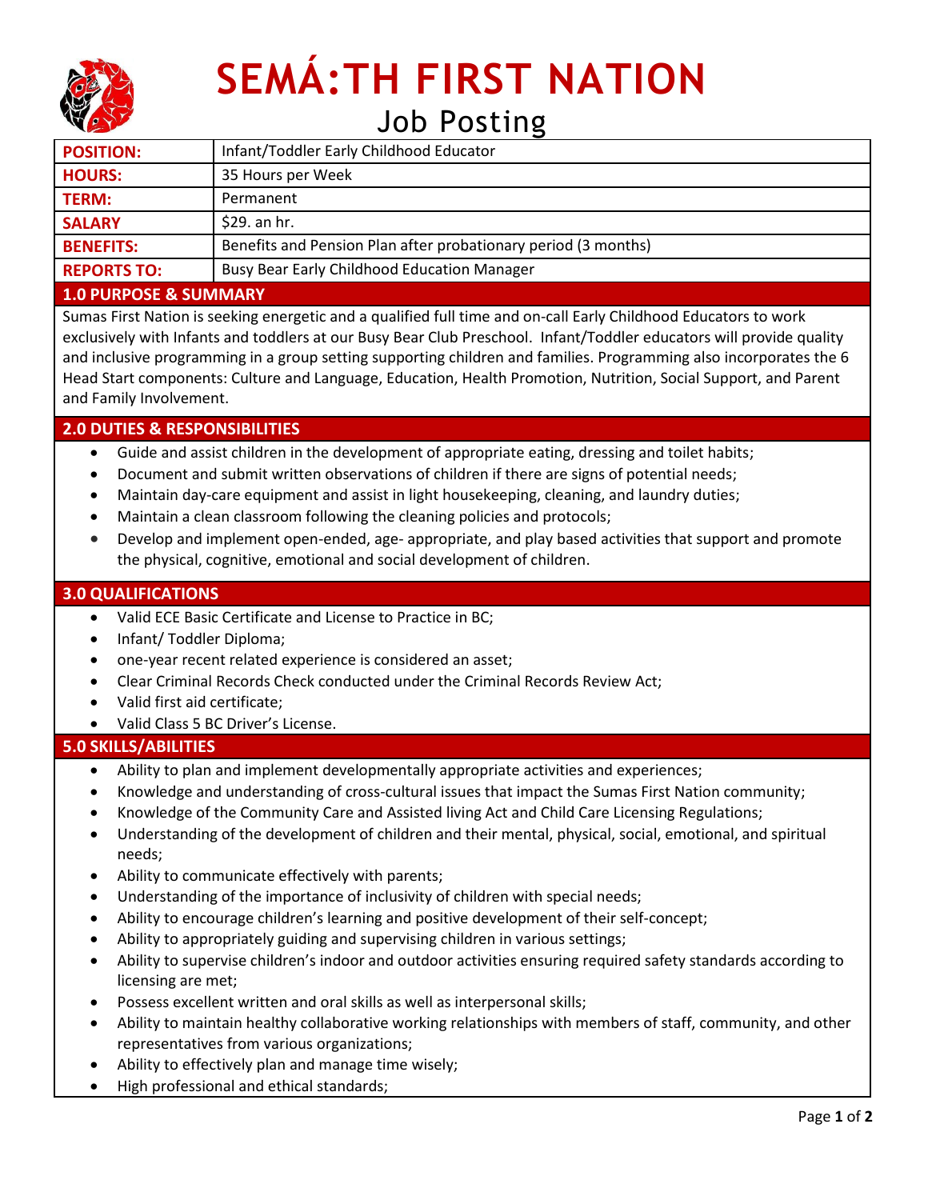# SEMÁ:TH FIRST NATION

## Job Posting

| | |
|---|---|
| **POSITION:** | Infant/Toddler Early Childhood Educator |
| **HOURS:** | 35 Hours per Week |
| **TERM:** | Permanent |
| **SALARY** | $29. an hr. |
| **BENEFITS:** | Benefits and Pension Plan after probationary period (3 months) |
| **REPORTS TO:** | Busy Bear Early Childhood Education Manager |

### 1.0 PURPOSE & SUMMARY

Sumas First Nation is seeking energetic and a qualified full time and on-call Early Childhood Educators to work exclusively with Infants and toddlers at our Busy Bear Club Preschool. Infant/Toddler educators will provide quality and inclusive programming in a group setting supporting children and families. Programming also incorporates the 6 Head Start components: Culture and Language, Education, Health Promotion, Nutrition, Social Support, and Parent and Family Involvement.

### 2.0 DUTIES & RESPONSIBILITIES

- Guide and assist children in the development of appropriate eating, dressing and toilet habits;
- Document and submit written observations of children if there are signs of potential needs;
- Maintain day-care equipment and assist in light housekeeping, cleaning, and laundry duties;
- Maintain a clean classroom following the cleaning policies and protocols;
- Develop and implement open-ended, age- appropriate, and play based activities that support and promote the physical, cognitive, emotional and social development of children.

### 3.0 QUALIFICATIONS

- Valid ECE Basic Certificate and License to Practice in BC;
- Infant/ Toddler Diploma;
- one-year recent related experience is considered an asset;
- Clear Criminal Records Check conducted under the Criminal Records Review Act;
- Valid first aid certificate;
- Valid Class 5 BC Driver's License.

### 5.0 SKILLS/ABILITIES

- Ability to plan and implement developmentally appropriate activities and experiences;
- Knowledge and understanding of cross-cultural issues that impact the Sumas First Nation community;
- Knowledge of the Community Care and Assisted living Act and Child Care Licensing Regulations;
- Understanding of the development of children and their mental, physical, social, emotional, and spiritual needs;
- Ability to communicate effectively with parents;
- Understanding of the importance of inclusivity of children with special needs;
- Ability to encourage children's learning and positive development of their self-concept;
- Ability to appropriately guiding and supervising children in various settings;
- Ability to supervise children's indoor and outdoor activities ensuring required safety standards according to licensing are met;
- Possess excellent written and oral skills as well as interpersonal skills;
- Ability to maintain healthy collaborative working relationships with members of staff, community, and other representatives from various organizations;
- Ability to effectively plan and manage time wisely;
- High professional and ethical standards;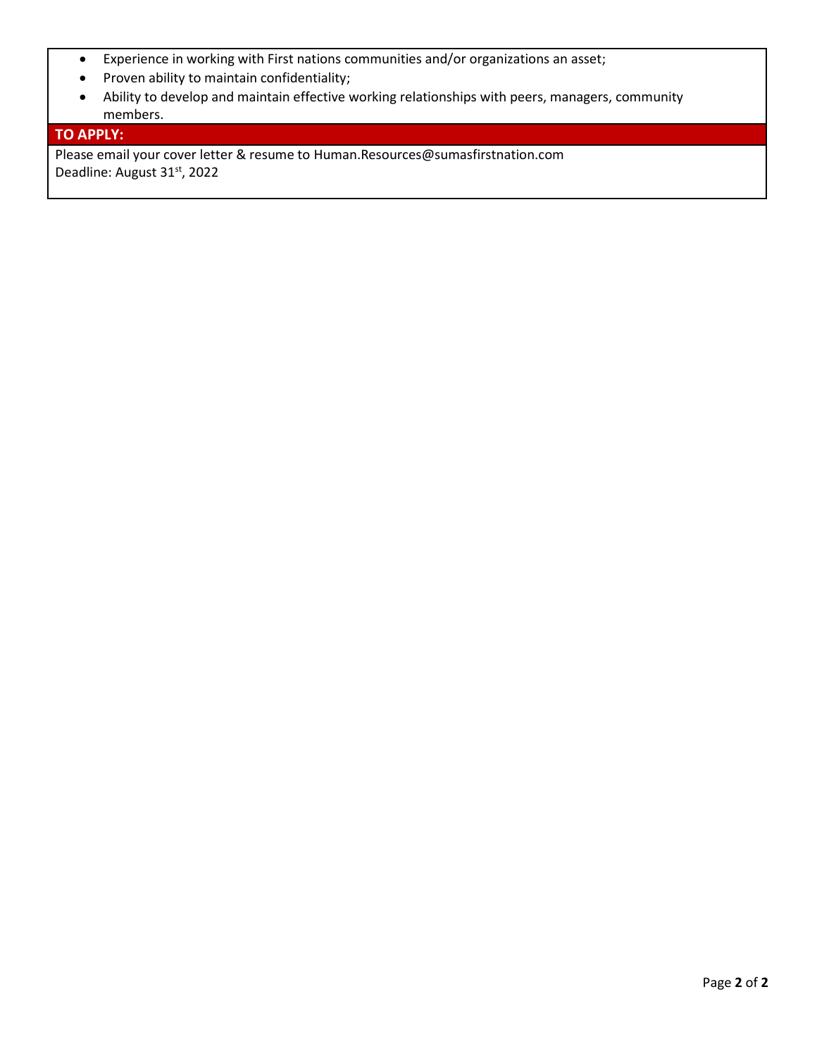- Experience in working with First nations communities and/or organizations an asset;
- Proven ability to maintain confidentiality;
- Ability to develop and maintain effective working relationships with peers, managers, community members.

## TO APPLY:

Please email your cover letter & resume to Human.Resources@sumasfirstnation.com
Deadline: August 31st, 2022